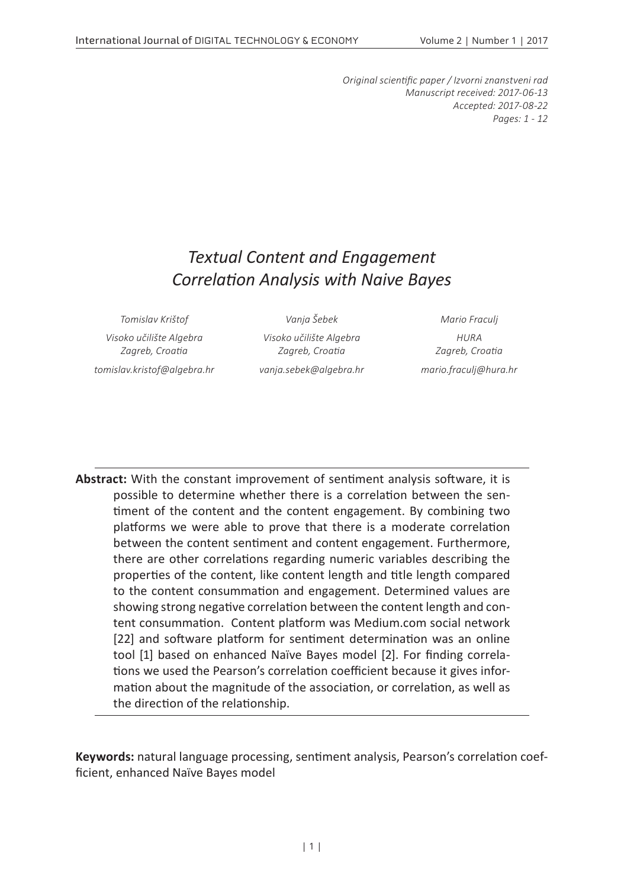*Original scientific paper / Izvorni znanstveni rad*
*Manuscript received: 2017-06-13*
*Accepted: 2017-08-22*
*Pages: 1 - 12*

# *Textual Content and Engagement Correlation Analysis with Naive Bayes*

*Tomislav Krištof*
*Visoko učilište Algebra*
*Zagreb, Croatia*
*tomislav.kristof@algebra.hr*

*Vanja Šebek*
*Visoko učilište Algebra*
*Zagreb, Croatia*
*vanja.sebek@algebra.hr*

*Mario Fraculj*
*HURA*
*Zagreb, Croatia*
*mario.fraculj@hura.hr*

---

**Abstract:** With the constant improvement of sentiment analysis software, it is possible to determine whether there is a correlation between the sentiment of the content and the content engagement. By combining two platforms we were able to prove that there is a moderate correlation between the content sentiment and content engagement. Furthermore, there are other correlations regarding numeric variables describing the properties of the content, like content length and title length compared to the content consummation and engagement. Determined values are showing strong negative correlation between the content length and content consummation. Content platform was Medium.com social network [22] and software platform for sentiment determination was an online tool [1] based on enhanced Naïve Bayes model [2]. For finding correlations we used the Pearson's correlation coefficient because it gives information about the magnitude of the association, or correlation, as well as the direction of the relationship.

---

**Keywords:** natural language processing, sentiment analysis, Pearson's correlation coefficient, enhanced Naïve Bayes model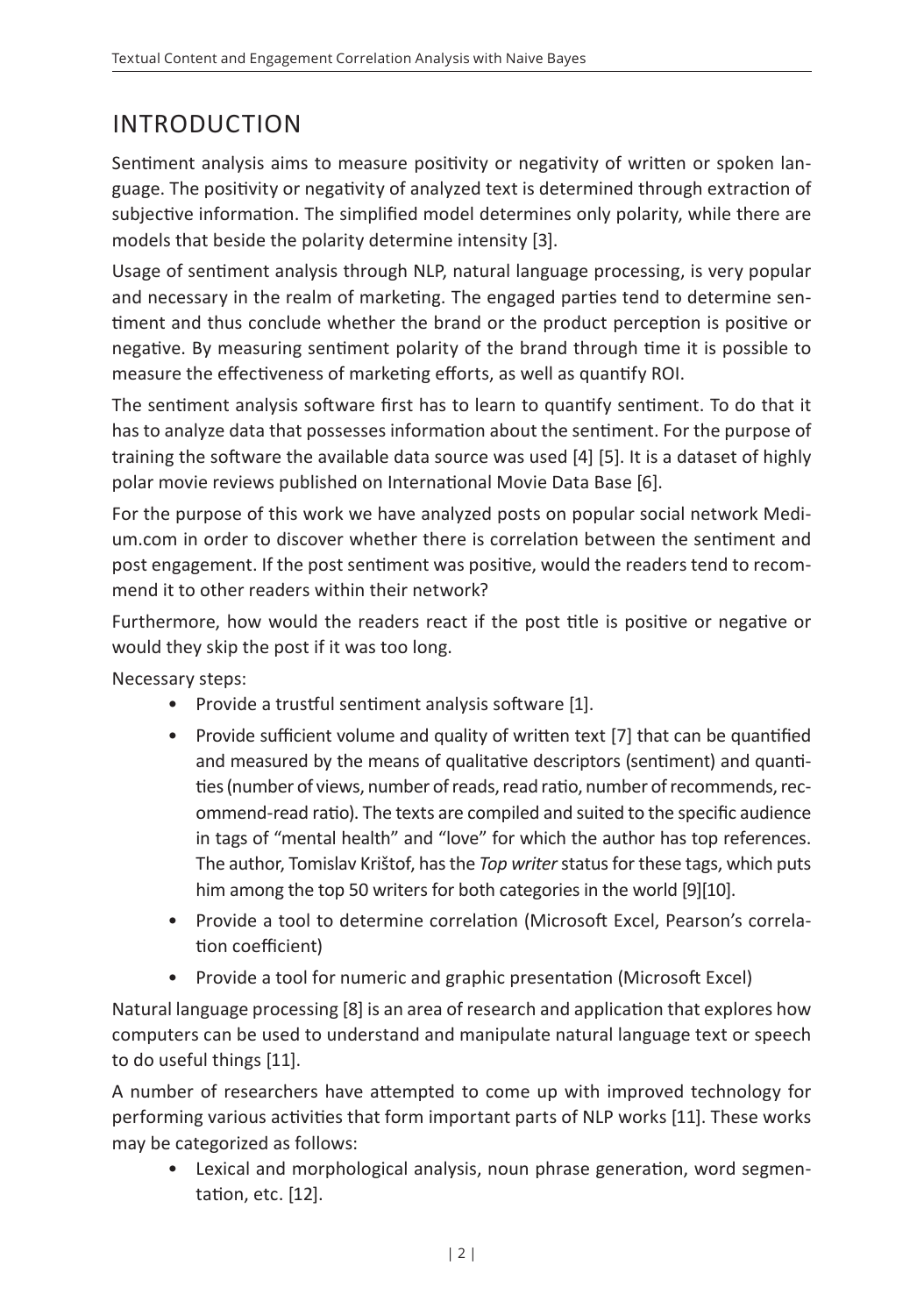# INTRODUCTION

Sentiment analysis aims to measure positivity or negativity of written or spoken language. The positivity or negativity of analyzed text is determined through extraction of subjective information. The simplified model determines only polarity, while there are models that beside the polarity determine intensity [3].

Usage of sentiment analysis through NLP, natural language processing, is very popular and necessary in the realm of marketing. The engaged parties tend to determine sentiment and thus conclude whether the brand or the product perception is positive or negative. By measuring sentiment polarity of the brand through time it is possible to measure the effectiveness of marketing efforts, as well as quantify ROI.

The sentiment analysis software first has to learn to quantify sentiment. To do that it has to analyze data that possesses information about the sentiment. For the purpose of training the software the available data source was used [4] [5]. It is a dataset of highly polar movie reviews published on International Movie Data Base [6].

For the purpose of this work we have analyzed posts on popular social network Medium.com in order to discover whether there is correlation between the sentiment and post engagement. If the post sentiment was positive, would the readers tend to recommend it to other readers within their network?

Furthermore, how would the readers react if the post title is positive or negative or would they skip the post if it was too long.

Necessary steps:

- Provide a trustful sentiment analysis software [1].
- Provide sufficient volume and quality of written text [7] that can be quantified and measured by the means of qualitative descriptors (sentiment) and quantities (number of views, number of reads, read ratio, number of recommends, recommend-read ratio). The texts are compiled and suited to the specific audience in tags of "mental health" and "love" for which the author has top references. The author, Tomislav Krištof, has the *Top writer* status for these tags, which puts him among the top 50 writers for both categories in the world [9][10].
- Provide a tool to determine correlation (Microsoft Excel, Pearson's correlation coefficient)
- Provide a tool for numeric and graphic presentation (Microsoft Excel)

Natural language processing [8] is an area of research and application that explores how computers can be used to understand and manipulate natural language text or speech to do useful things [11].

A number of researchers have attempted to come up with improved technology for performing various activities that form important parts of NLP works [11]. These works may be categorized as follows:

- Lexical and morphological analysis, noun phrase generation, word segmentation, etc. [12].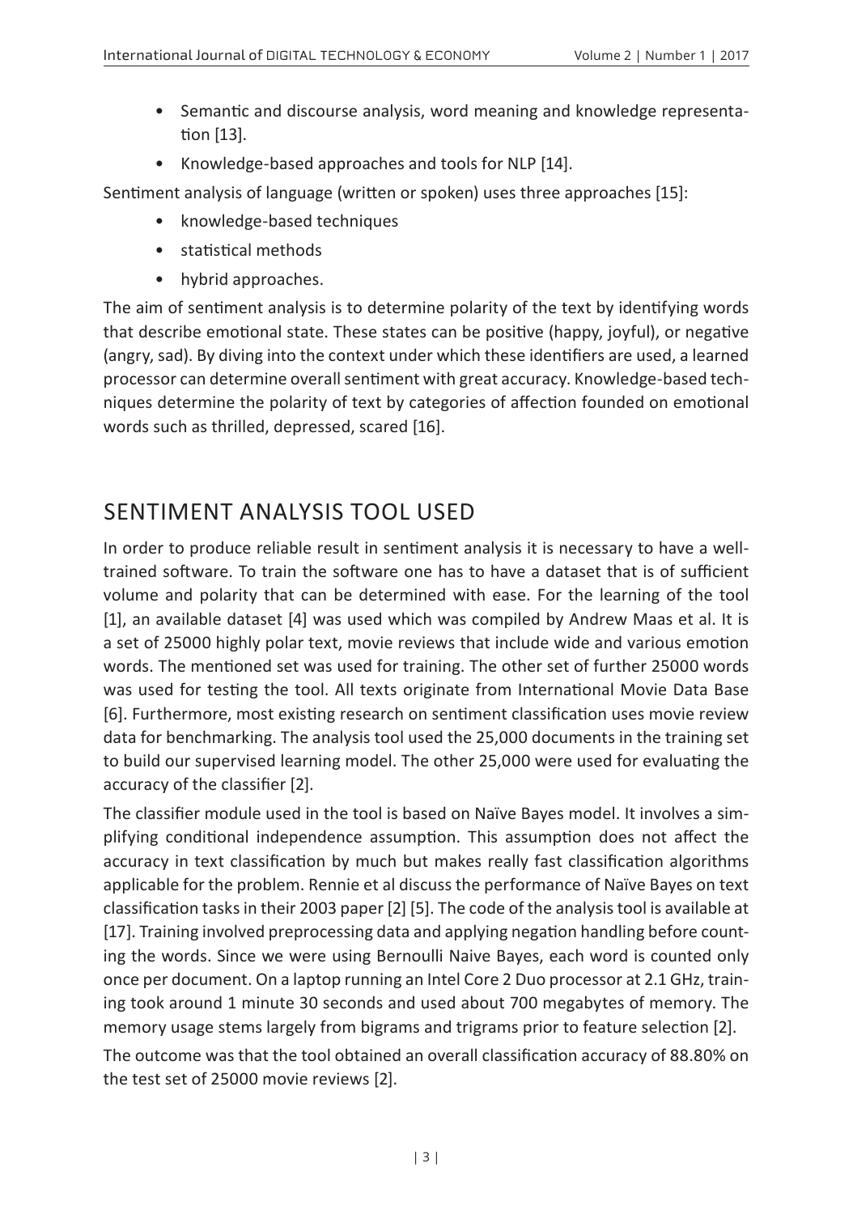- Semantic and discourse analysis, word meaning and knowledge representation [13].
- Knowledge-based approaches and tools for NLP [14].

Sentiment analysis of language (written or spoken) uses three approaches [15]:

- knowledge-based techniques
- statistical methods
- hybrid approaches.

The aim of sentiment analysis is to determine polarity of the text by identifying words that describe emotional state. These states can be positive (happy, joyful), or negative (angry, sad). By diving into the context under which these identifiers are used, a learned processor can determine overall sentiment with great accuracy. Knowledge-based techniques determine the polarity of text by categories of affection founded on emotional words such as thrilled, depressed, scared [16].

## SENTIMENT ANALYSIS TOOL USED

In order to produce reliable result in sentiment analysis it is necessary to have a well-trained software. To train the software one has to have a dataset that is of sufficient volume and polarity that can be determined with ease. For the learning of the tool [1], an available dataset [4] was used which was compiled by Andrew Maas et al. It is a set of 25000 highly polar text, movie reviews that include wide and various emotion words. The mentioned set was used for training. The other set of further 25000 words was used for testing the tool. All texts originate from International Movie Data Base [6]. Furthermore, most existing research on sentiment classification uses movie review data for benchmarking. The analysis tool used the 25,000 documents in the training set to build our supervised learning model. The other 25,000 were used for evaluating the accuracy of the classifier [2].

The classifier module used in the tool is based on Naïve Bayes model. It involves a simplifying conditional independence assumption. This assumption does not affect the accuracy in text classification by much but makes really fast classification algorithms applicable for the problem. Rennie et al discuss the performance of Naïve Bayes on text classification tasks in their 2003 paper [2] [5]. The code of the analysis tool is available at [17]. Training involved preprocessing data and applying negation handling before counting the words. Since we were using Bernoulli Naive Bayes, each word is counted only once per document. On a laptop running an Intel Core 2 Duo processor at 2.1 GHz, training took around 1 minute 30 seconds and used about 700 megabytes of memory. The memory usage stems largely from bigrams and trigrams prior to feature selection [2].

The outcome was that the tool obtained an overall classification accuracy of 88.80% on the test set of 25000 movie reviews [2].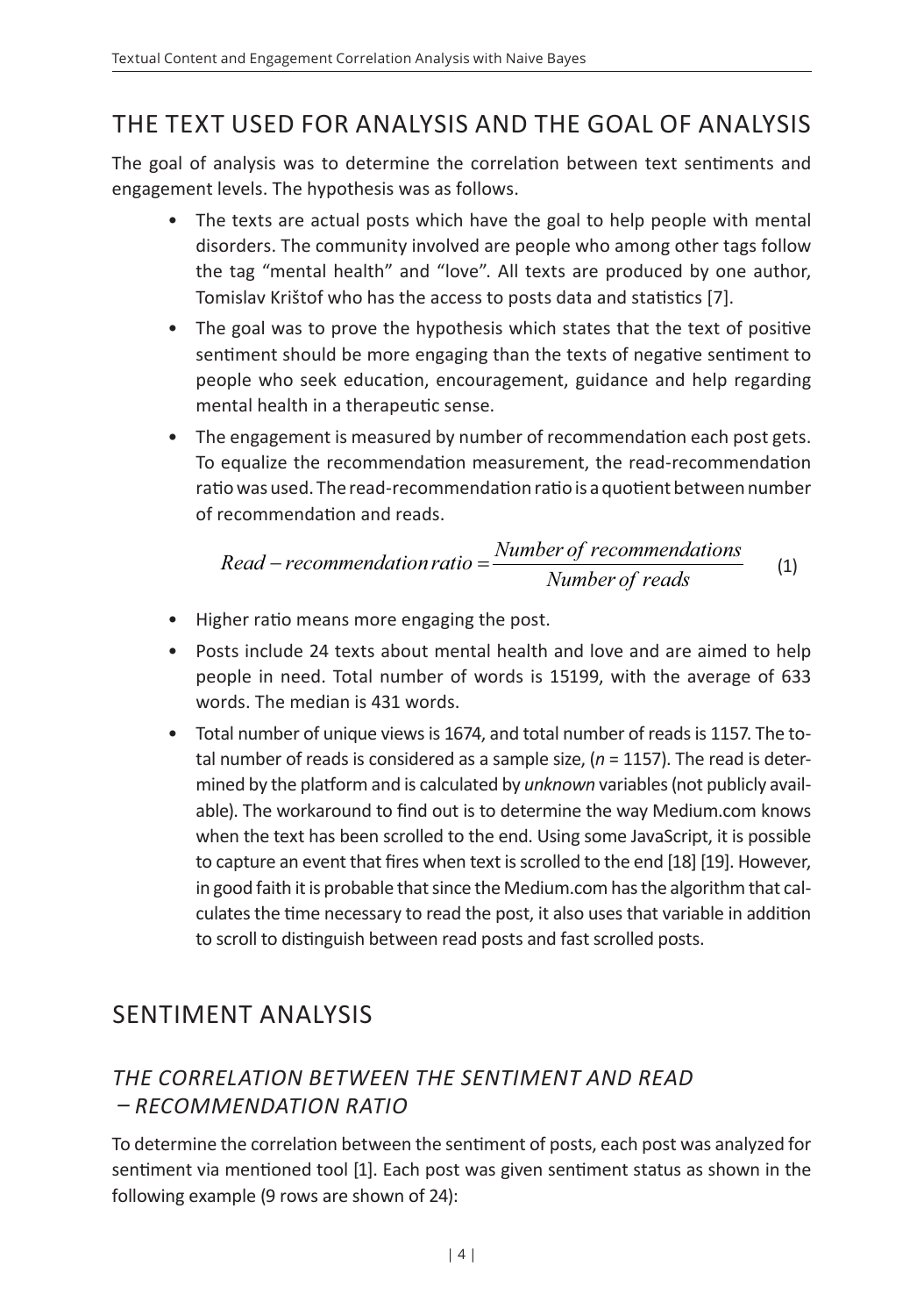## THE TEXT USED FOR ANALYSIS AND THE GOAL OF ANALYSIS

The goal of analysis was to determine the correlation between text sentiments and engagement levels. The hypothesis was as follows.

- The texts are actual posts which have the goal to help people with mental disorders. The community involved are people who among other tags follow the tag "mental health" and "love". All texts are produced by one author, Tomislav Krištof who has the access to posts data and statistics [7].
- The goal was to prove the hypothesis which states that the text of positive sentiment should be more engaging than the texts of negative sentiment to people who seek education, encouragement, guidance and help regarding mental health in a therapeutic sense.
- The engagement is measured by number of recommendation each post gets. To equalize the recommendation measurement, the read-recommendation ratio was used. The read-recommendation ratio is a quotient between number of recommendation and reads.

$$Read - recommendation\, ratio = \frac{Number\ of\ recommendations}{Number\ of\ reads} \tag{1}$$

- Higher ratio means more engaging the post.
- Posts include 24 texts about mental health and love and are aimed to help people in need. Total number of words is 15199, with the average of 633 words. The median is 431 words.
- Total number of unique views is 1674, and total number of reads is 1157. The total number of reads is considered as a sample size, ($n$ = 1157). The read is determined by the platform and is calculated by *unknown* variables (not publicly available). The workaround to find out is to determine the way Medium.com knows when the text has been scrolled to the end. Using some JavaScript, it is possible to capture an event that fires when text is scrolled to the end [18] [19]. However, in good faith it is probable that since the Medium.com has the algorithm that calculates the time necessary to read the post, it also uses that variable in addition to scroll to distinguish between read posts and fast scrolled posts.

## SENTIMENT ANALYSIS

### *THE CORRELATION BETWEEN THE SENTIMENT AND READ – RECOMMENDATION RATIO*

To determine the correlation between the sentiment of posts, each post was analyzed for sentiment via mentioned tool [1]. Each post was given sentiment status as shown in the following example (9 rows are shown of 24):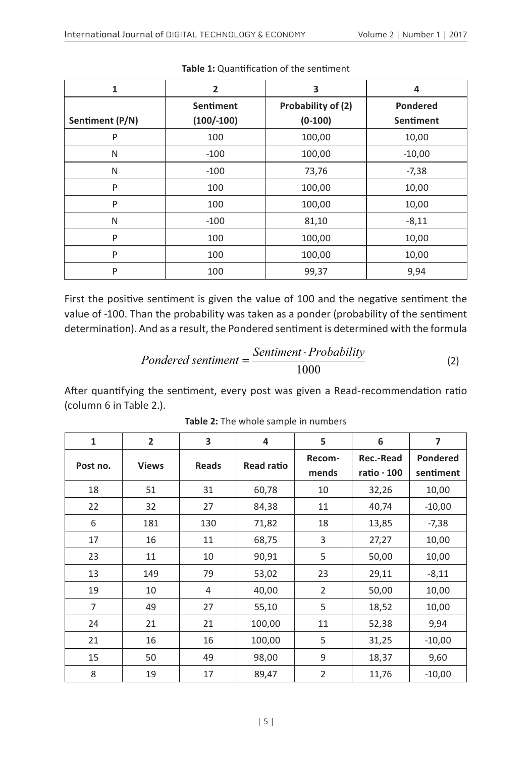**Table 1:** Quantification of the sentiment

| 1 | 2 | 3 | 4 |
|---|---|---|---|
| Sentiment (P/N) | Sentiment (100/-100) | Probability of (2) (0-100) | Pondered Sentiment |
| P | 100 | 100,00 | 10,00 |
| N | -100 | 100,00 | -10,00 |
| N | -100 | 73,76 | -7,38 |
| P | 100 | 100,00 | 10,00 |
| P | 100 | 100,00 | 10,00 |
| N | -100 | 81,10 | -8,11 |
| P | 100 | 100,00 | 10,00 |
| P | 100 | 100,00 | 10,00 |
| P | 100 | 99,37 | 9,94 |

First the positive sentiment is given the value of 100 and the negative sentiment the value of -100. Than the probability was taken as a ponder (probability of the sentiment determination). And as a result, the Pondered sentiment is determined with the formula

$$Pondered\ sentiment = \frac{Sentiment \cdot Probability}{1000} \tag{2}$$

After quantifying the sentiment, every post was given a Read-recommendation ratio (column 6 in Table 2.).

**Table 2:** The whole sample in numbers

| 1 | 2 | 3 | 4 | 5 | 6 | 7 |
|---|---|---|---|---|---|---|
| Post no. | Views | Reads | Read ratio | Recom-mends | Rec.-Read ratio · 100 | Pondered sentiment |
| 18 | 51 | 31 | 60,78 | 10 | 32,26 | 10,00 |
| 22 | 32 | 27 | 84,38 | 11 | 40,74 | -10,00 |
| 6 | 181 | 130 | 71,82 | 18 | 13,85 | -7,38 |
| 17 | 16 | 11 | 68,75 | 3 | 27,27 | 10,00 |
| 23 | 11 | 10 | 90,91 | 5 | 50,00 | 10,00 |
| 13 | 149 | 79 | 53,02 | 23 | 29,11 | -8,11 |
| 19 | 10 | 4 | 40,00 | 2 | 50,00 | 10,00 |
| 7 | 49 | 27 | 55,10 | 5 | 18,52 | 10,00 |
| 24 | 21 | 21 | 100,00 | 11 | 52,38 | 9,94 |
| 21 | 16 | 16 | 100,00 | 5 | 31,25 | -10,00 |
| 15 | 50 | 49 | 98,00 | 9 | 18,37 | 9,60 |
| 8 | 19 | 17 | 89,47 | 2 | 11,76 | -10,00 |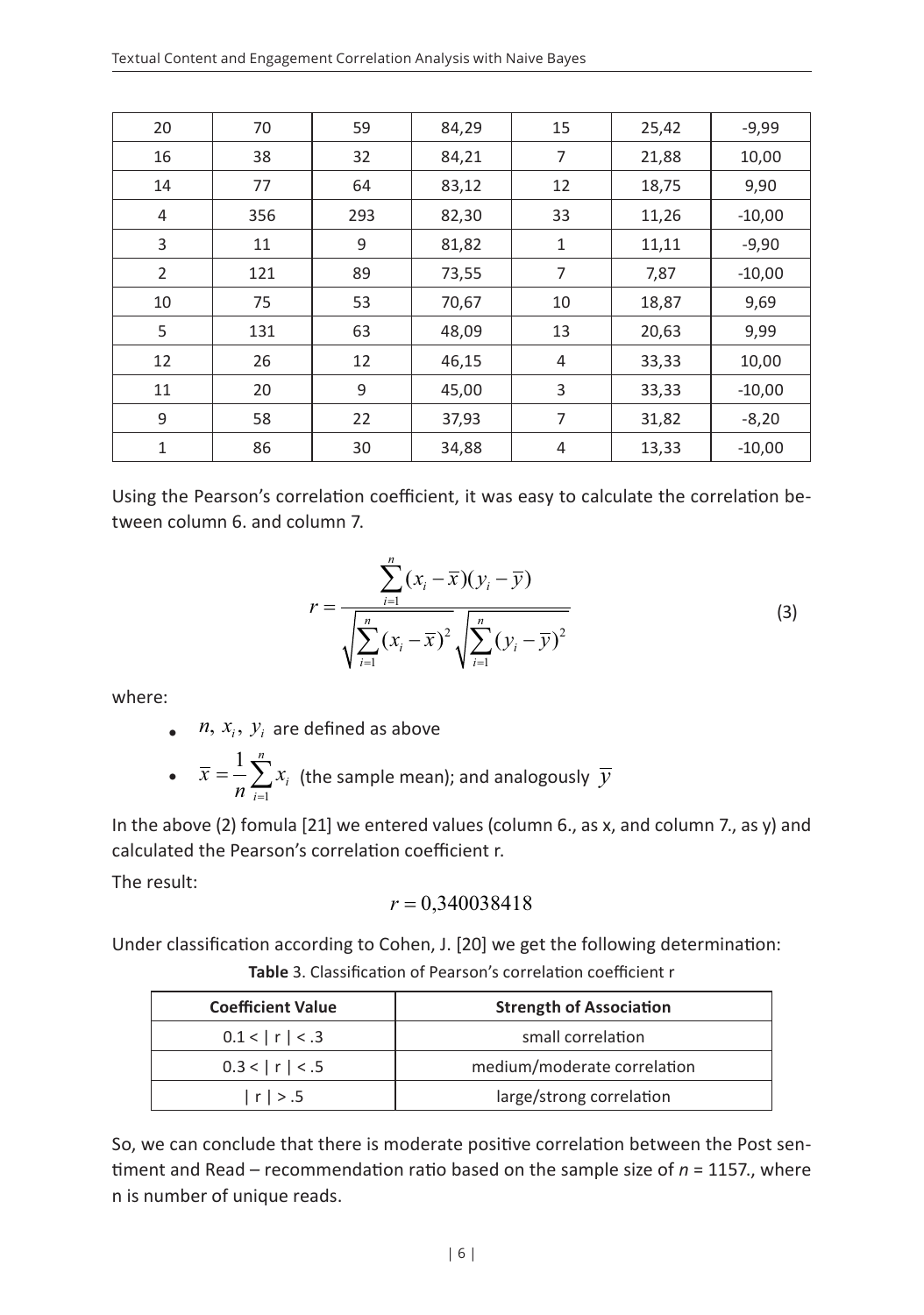| 20 | 70 | 59 | 84,29 | 15 | 25,42 | -9,99 |
|---|---|---|---|---|---|---|
| 16 | 38 | 32 | 84,21 | 7 | 21,88 | 10,00 |
| 14 | 77 | 64 | 83,12 | 12 | 18,75 | 9,90 |
| 4 | 356 | 293 | 82,30 | 33 | 11,26 | -10,00 |
| 3 | 11 | 9 | 81,82 | 1 | 11,11 | -9,90 |
| 2 | 121 | 89 | 73,55 | 7 | 7,87 | -10,00 |
| 10 | 75 | 53 | 70,67 | 10 | 18,87 | 9,69 |
| 5 | 131 | 63 | 48,09 | 13 | 20,63 | 9,99 |
| 12 | 26 | 12 | 46,15 | 4 | 33,33 | 10,00 |
| 11 | 20 | 9 | 45,00 | 3 | 33,33 | -10,00 |
| 9 | 58 | 22 | 37,93 | 7 | 31,82 | -8,20 |
| 1 | 86 | 30 | 34,88 | 4 | 13,33 | -10,00 |

Using the Pearson's correlation coefficient, it was easy to calculate the correlation between column 6. and column 7.

$$r = \frac{\sum_{i=1}^{n}(x_i - \overline{x})(y_i - \overline{y})}{\sqrt{\sum_{i=1}^{n}(x_i - \overline{x})^2}\sqrt{\sum_{i=1}^{n}(y_i - \overline{y})^2}} \tag{3}$$

where:

- $n, x_i, y_i$ are defined as above
- $\overline{x} = \frac{1}{n}\sum_{i=1}^{n} x_i$ (the sample mean); and analogously $\overline{y}$

In the above (2) fomula [21] we entered values (column 6., as x, and column 7., as y) and calculated the Pearson's correlation coefficient r.

The result:

$$r = 0{,}340038418$$

Under classification according to Cohen, J. [20] we get the following determination:

**Table** 3. Classification of Pearson's correlation coefficient r

| Coefficient Value | Strength of Association |
|---|---|
| $0.1 < \| r \| < .3$ | small correlation |
| $0.3 < \| r \| < .5$ | medium/moderate correlation |
| $\| r \| > .5$ | large/strong correlation |

So, we can conclude that there is moderate positive correlation between the Post sentiment and Read – recommendation ratio based on the sample size of *n* = 1157., where n is number of unique reads.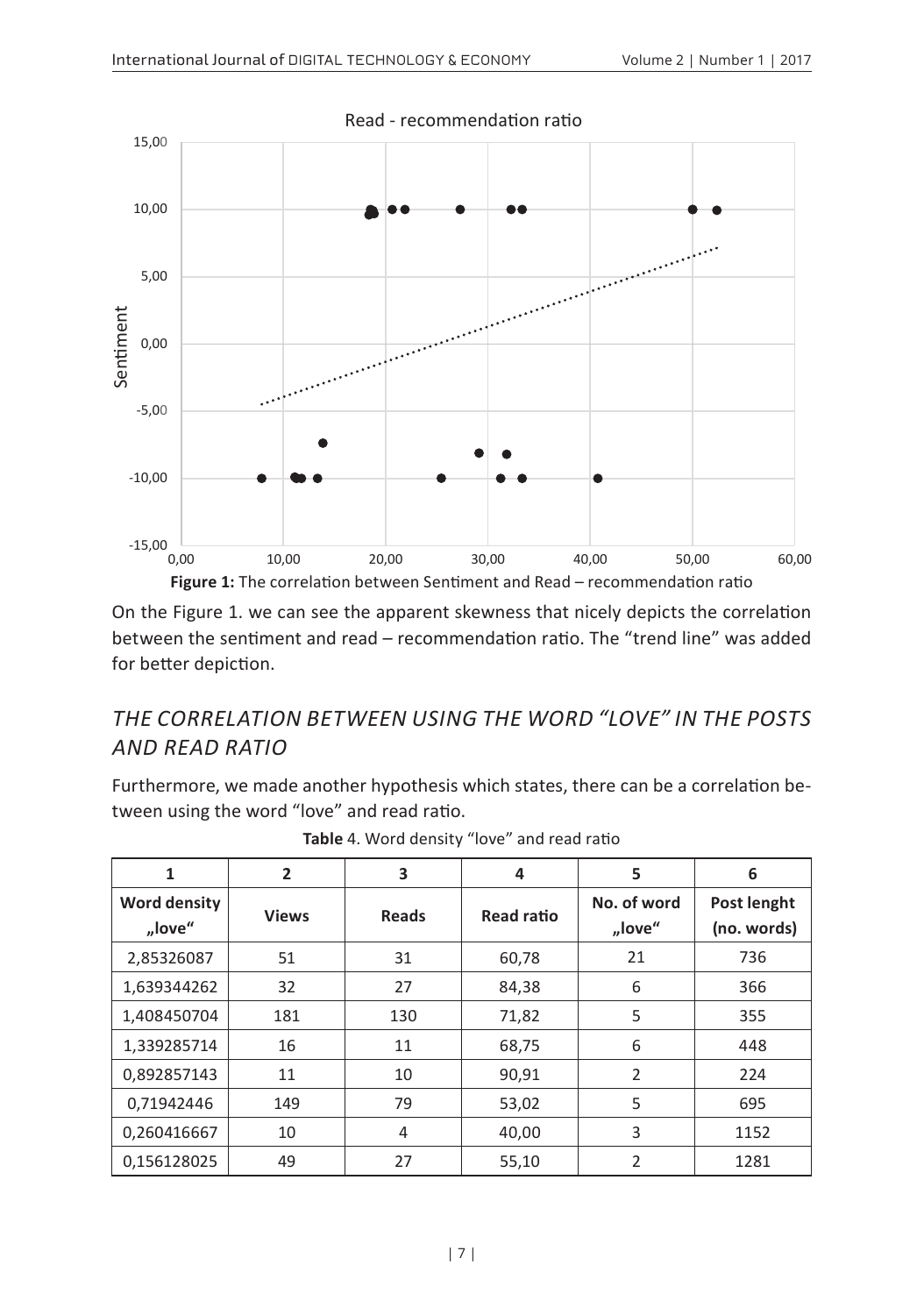Figure 1: The correlation between Sentiment and Read – recommendation ratio

On the Figure 1. we can see the apparent skewness that nicely depicts the correlation between the sentiment and read – recommendation ratio. The "trend line" was added for better depiction.

## *THE CORRELATION BETWEEN USING THE WORD "LOVE" IN THE POSTS AND READ RATIO*

Furthermore, we made another hypothesis which states, there can be a correlation between using the word "love" and read ratio.

**Table** 4. Word density "love" and read ratio

| 1 | 2 | 3 | 4 | 5 | 6 |
|---|---|---|---|---|---|
| **Word density „love"** | **Views** | **Reads** | **Read ratio** | **No. of word „love"** | **Post lenght (no. words)** |
| 2,85326087 | 51 | 31 | 60,78 | 21 | 736 |
| 1,639344262 | 32 | 27 | 84,38 | 6 | 366 |
| 1,408450704 | 181 | 130 | 71,82 | 5 | 355 |
| 1,339285714 | 16 | 11 | 68,75 | 6 | 448 |
| 0,892857143 | 11 | 10 | 90,91 | 2 | 224 |
| 0,71942446 | 149 | 79 | 53,02 | 5 | 695 |
| 0,260416667 | 10 | 4 | 40,00 | 3 | 1152 |
| 0,156128025 | 49 | 27 | 55,10 | 2 | 1281 |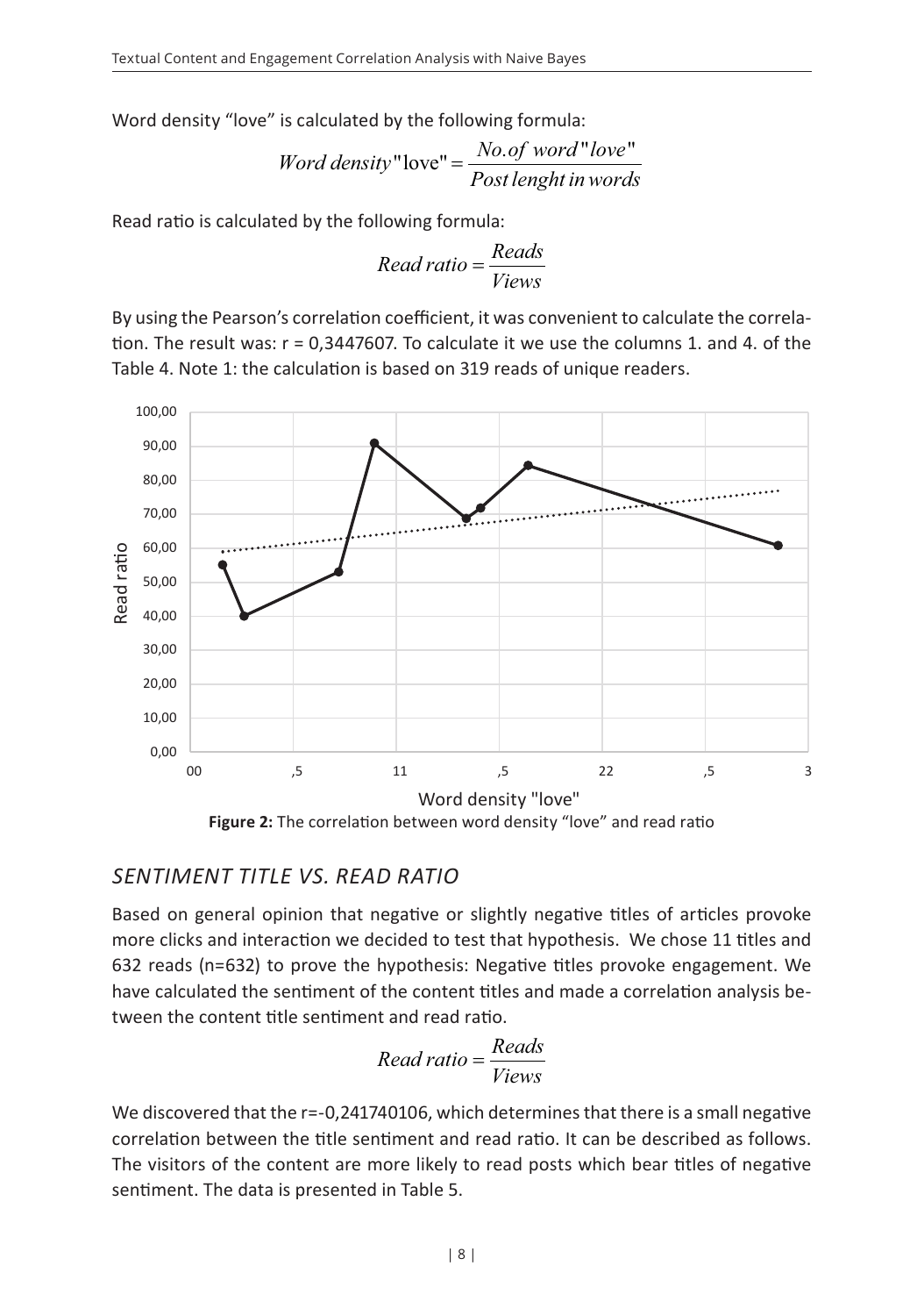Word density “love” is calculated by the following formula:

$$Word\ density\text{"love"} = \frac{No.of\ word\text{"}love\text{"}}{Post\ lenght\ in\ words}$$

Read ratio is calculated by the following formula:

$$Read\ ratio = \frac{Reads}{Views}$$

By using the Pearson’s correlation coefficient, it was convenient to calculate the correlation. The result was: r = 0,3447607. To calculate it we use the columns 1. and 4. of the Table 4. Note 1: the calculation is based on 319 reads of unique readers.

**Figure 2:** The correlation between word density “love” and read ratio

## SENTIMENT TITLE VS. READ RATIO

Based on general opinion that negative or slightly negative titles of articles provoke more clicks and interaction we decided to test that hypothesis. We chose 11 titles and 632 reads (n=632) to prove the hypothesis: Negative titles provoke engagement. We have calculated the sentiment of the content titles and made a correlation analysis between the content title sentiment and read ratio.

$$Read\ ratio = \frac{Reads}{Views}$$

We discovered that the r=-0,241740106, which determines that there is a small negative correlation between the title sentiment and read ratio. It can be described as follows. The visitors of the content are more likely to read posts which bear titles of negative sentiment. The data is presented in Table 5.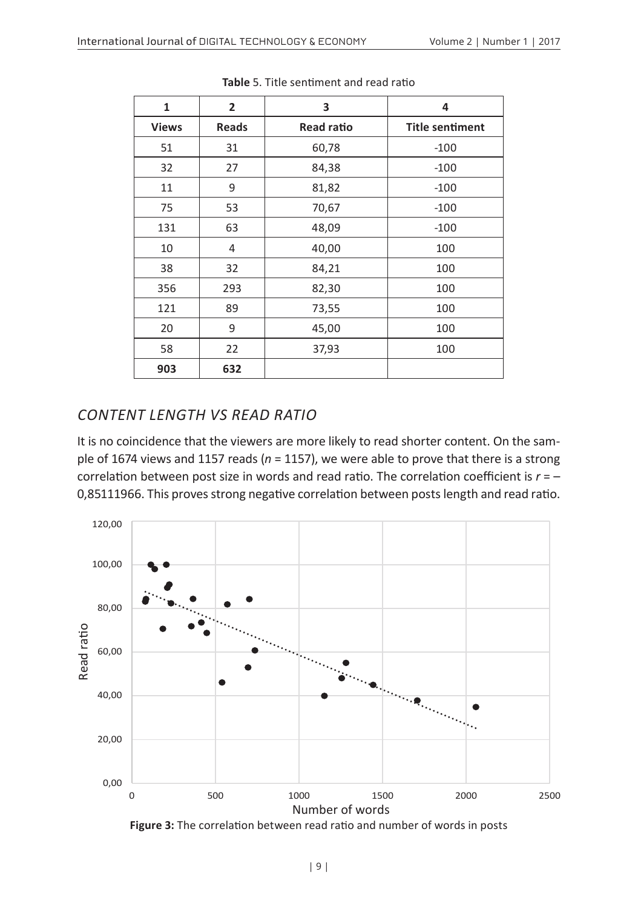**Table** 5. Title sentiment and read ratio

| 1 | 2 | 3 | 4 |
|---|---|---|---|
| **Views** | **Reads** | **Read ratio** | **Title sentiment** |
| 51 | 31 | 60,78 | -100 |
| 32 | 27 | 84,38 | -100 |
| 11 | 9 | 81,82 | -100 |
| 75 | 53 | 70,67 | -100 |
| 131 | 63 | 48,09 | -100 |
| 10 | 4 | 40,00 | 100 |
| 38 | 32 | 84,21 | 100 |
| 356 | 293 | 82,30 | 100 |
| 121 | 89 | 73,55 | 100 |
| 20 | 9 | 45,00 | 100 |
| 58 | 22 | 37,93 | 100 |
| **903** | **632** | | |

## *CONTENT LENGTH VS READ RATIO*

It is no coincidence that the viewers are more likely to read shorter content. On the sample of 1674 views and 1157 reads ($n$ = 1157), we were able to prove that there is a strong correlation between post size in words and read ratio. The correlation coefficient is $r$ = – 0,85111966. This proves strong negative correlation between posts length and read ratio.

**Figure 3:** The correlation between read ratio and number of words in posts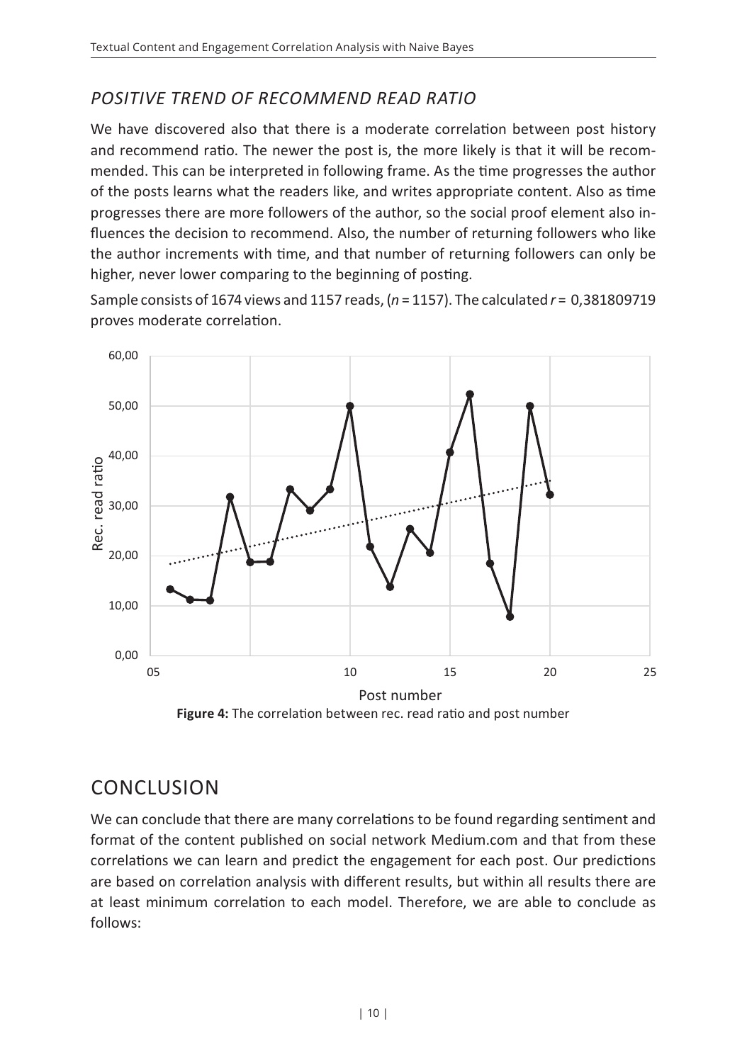### *POSITIVE TREND OF RECOMMEND READ RATIO*

We have discovered also that there is a moderate correlation between post history and recommend ratio. The newer the post is, the more likely is that it will be recommended. This can be interpreted in following frame. As the time progresses the author of the posts learns what the readers like, and writes appropriate content. Also as time progresses there are more followers of the author, so the social proof element also influences the decision to recommend. Also, the number of returning followers who like the author increments with time, and that number of returning followers can only be higher, never lower comparing to the beginning of posting.

Sample consists of 1674 views and 1157 reads, ($n$ = 1157). The calculated $r$ = 0,381809719 proves moderate correlation.

**Figure 4:** The correlation between rec. read ratio and post number

## CONCLUSION

We can conclude that there are many correlations to be found regarding sentiment and format of the content published on social network Medium.com and that from these correlations we can learn and predict the engagement for each post. Our predictions are based on correlation analysis with different results, but within all results there are at least minimum correlation to each model. Therefore, we are able to conclude as follows: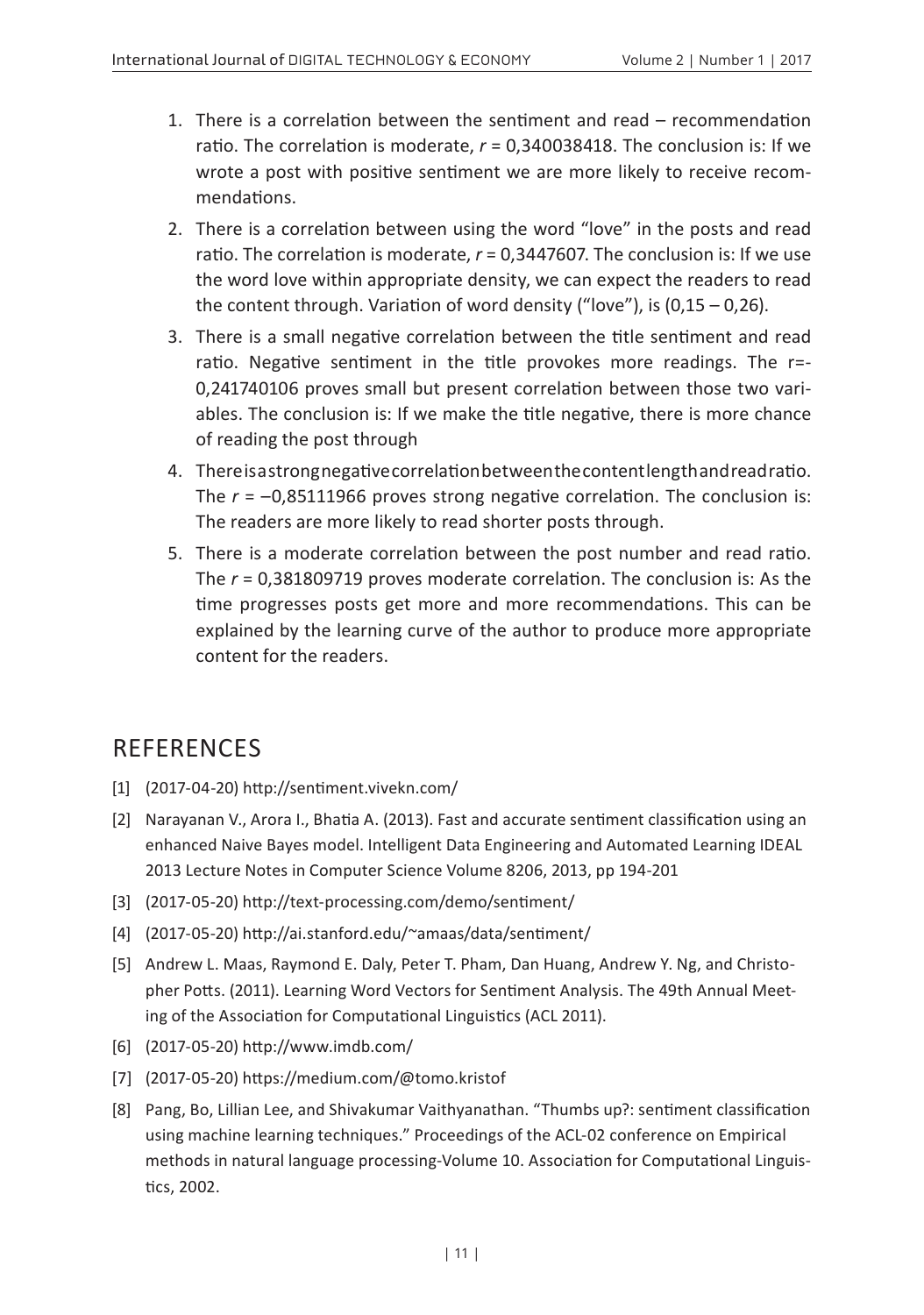1. There is a correlation between the sentiment and read – recommendation ratio. The correlation is moderate, $r$ = 0,340038418. The conclusion is: If we wrote a post with positive sentiment we are more likely to receive recommendations.
2. There is a correlation between using the word "love" in the posts and read ratio. The correlation is moderate, $r$ = 0,3447607. The conclusion is: If we use the word love within appropriate density, we can expect the readers to read the content through. Variation of word density ("love"), is (0,15 – 0,26).
3. There is a small negative correlation between the title sentiment and read ratio. Negative sentiment in the title provokes more readings. The r=-0,241740106 proves small but present correlation between those two variables. The conclusion is: If we make the title negative, there is more chance of reading the post through
4. There is a strong negative correlation between the content length and read ratio. The $r$ = –0,85111966 proves strong negative correlation. The conclusion is: The readers are more likely to read shorter posts through.
5. There is a moderate correlation between the post number and read ratio. The $r$ = 0,381809719 proves moderate correlation. The conclusion is: As the time progresses posts get more and more recommendations. This can be explained by the learning curve of the author to produce more appropriate content for the readers.

## REFERENCES

[1] (2017-04-20) http://sentiment.vivekn.com/

[2] Narayanan V., Arora I., Bhatia A. (2013). Fast and accurate sentiment classification using an enhanced Naive Bayes model. Intelligent Data Engineering and Automated Learning IDEAL 2013 Lecture Notes in Computer Science Volume 8206, 2013, pp 194-201

[3] (2017-05-20) http://text-processing.com/demo/sentiment/

[4] (2017-05-20) http://ai.stanford.edu/~amaas/data/sentiment/

[5] Andrew L. Maas, Raymond E. Daly, Peter T. Pham, Dan Huang, Andrew Y. Ng, and Christopher Potts. (2011). Learning Word Vectors for Sentiment Analysis. The 49th Annual Meeting of the Association for Computational Linguistics (ACL 2011).

[6] (2017-05-20) http://www.imdb.com/

[7] (2017-05-20) https://medium.com/@tomo.kristof

[8] Pang, Bo, Lillian Lee, and Shivakumar Vaithyanathan. "Thumbs up?: sentiment classification using machine learning techniques." Proceedings of the ACL-02 conference on Empirical methods in natural language processing-Volume 10. Association for Computational Linguistics, 2002.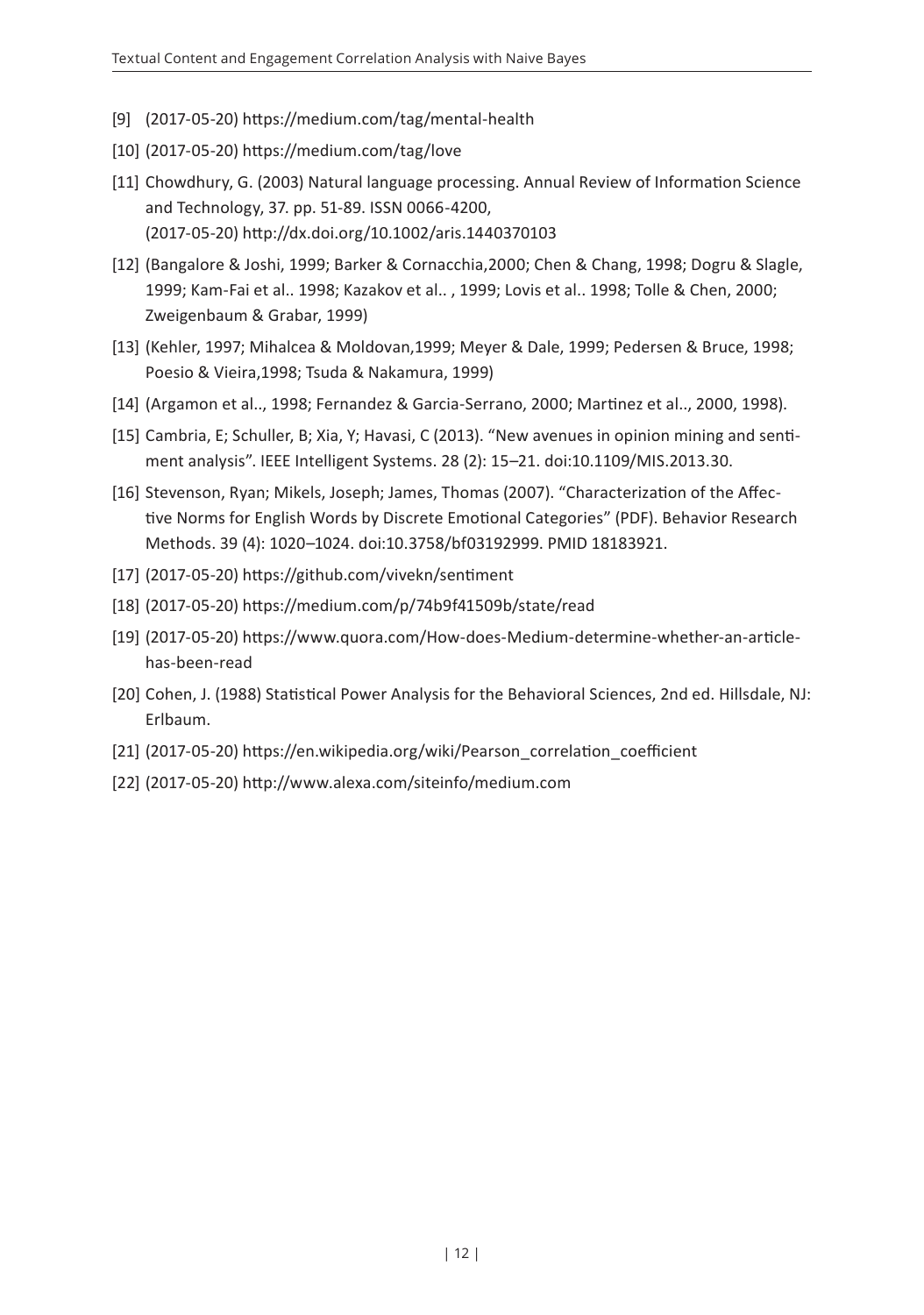[9] (2017-05-20) https://medium.com/tag/mental-health

[10] (2017-05-20) https://medium.com/tag/love

[11] Chowdhury, G. (2003) Natural language processing. Annual Review of Information Science and Technology, 37. pp. 51-89. ISSN 0066-4200, (2017-05-20) http://dx.doi.org/10.1002/aris.1440370103

[12] (Bangalore & Joshi, 1999; Barker & Cornacchia,2000; Chen & Chang, 1998; Dogru & Slagle, 1999; Kam-Fai et al.. 1998; Kazakov et al.. , 1999; Lovis et al.. 1998; Tolle & Chen, 2000; Zweigenbaum & Grabar, 1999)

[13] (Kehler, 1997; Mihalcea & Moldovan,1999; Meyer & Dale, 1999; Pedersen & Bruce, 1998; Poesio & Vieira,1998; Tsuda & Nakamura, 1999)

[14] (Argamon et al.., 1998; Fernandez & Garcia-Serrano, 2000; Martinez et al.., 2000, 1998).

[15] Cambria, E; Schuller, B; Xia, Y; Havasi, C (2013). "New avenues in opinion mining and sentiment analysis". IEEE Intelligent Systems. 28 (2): 15–21. doi:10.1109/MIS.2013.30.

[16] Stevenson, Ryan; Mikels, Joseph; James, Thomas (2007). "Characterization of the Affective Norms for English Words by Discrete Emotional Categories" (PDF). Behavior Research Methods. 39 (4): 1020–1024. doi:10.3758/bf03192999. PMID 18183921.

[17] (2017-05-20) https://github.com/vivekn/sentiment

[18] (2017-05-20) https://medium.com/p/74b9f41509b/state/read

[19] (2017-05-20) https://www.quora.com/How-does-Medium-determine-whether-an-article-has-been-read

[20] Cohen, J. (1988) Statistical Power Analysis for the Behavioral Sciences, 2nd ed. Hillsdale, NJ: Erlbaum.

[21] (2017-05-20) https://en.wikipedia.org/wiki/Pearson_correlation_coefficient

[22] (2017-05-20) http://www.alexa.com/siteinfo/medium.com